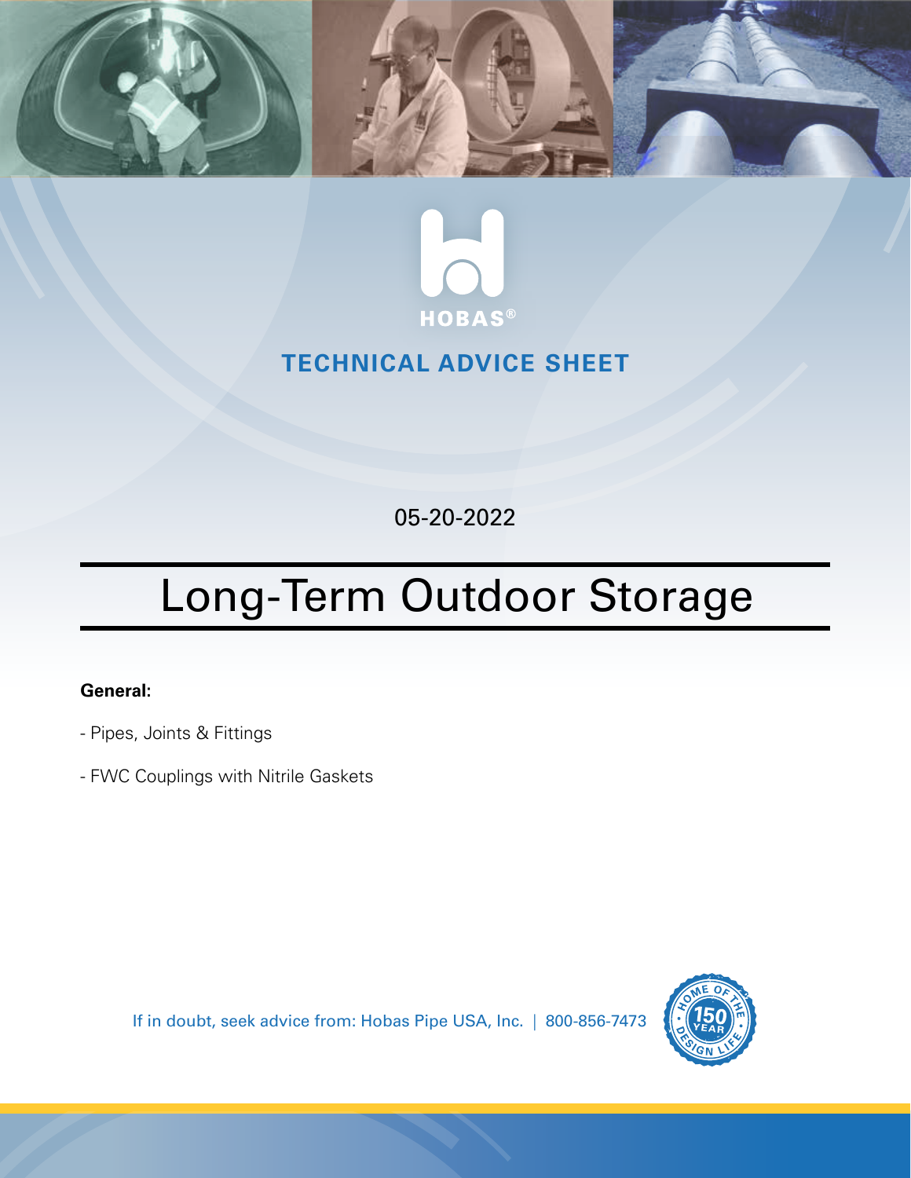HOBAS®

TECHNICAL ADVICE SHEET

05-20-2022

# Long-Term Outdoor Storage

**General:**

- Pipes, Joints & Fittings

- FWC Couplings with Nitrile Gaskets

If in doubt, seek advice from: Hobas Pipe USA, Inc. | 800-856-7473

HOME OF THE 150 YEAR DESIGN LIFE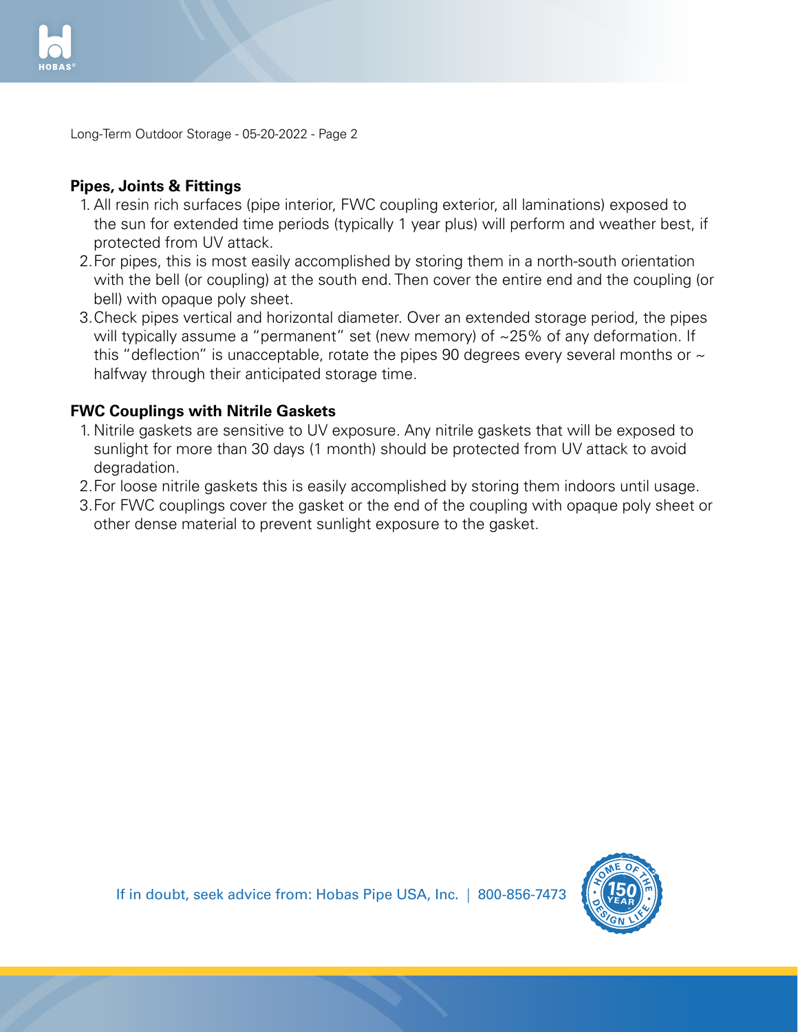### Pipes, Joints & Fittings

1. All resin rich surfaces (pipe interior, FWC coupling exterior, all laminations) exposed to the sun for extended time periods (typically 1 year plus) will perform and weather best, if protected from UV attack.
2. For pipes, this is most easily accomplished by storing them in a north-south orientation with the bell (or coupling) at the south end. Then cover the entire end and the coupling (or bell) with opaque poly sheet.
3. Check pipes vertical and horizontal diameter. Over an extended storage period, the pipes will typically assume a "permanent" set (new memory) of ~25% of any deformation. If this "deflection" is unacceptable, rotate the pipes 90 degrees every several months or ~ halfway through their anticipated storage time.

### FWC Couplings with Nitrile Gaskets

1. Nitrile gaskets are sensitive to UV exposure. Any nitrile gaskets that will be exposed to sunlight for more than 30 days (1 month) should be protected from UV attack to avoid degradation.
2. For loose nitrile gaskets this is easily accomplished by storing them indoors until usage.
3. For FWC couplings cover the gasket or the end of the coupling with opaque poly sheet or other dense material to prevent sunlight exposure to the gasket.

If in doubt, seek advice from: Hobas Pipe USA, Inc. | 800-856-7473